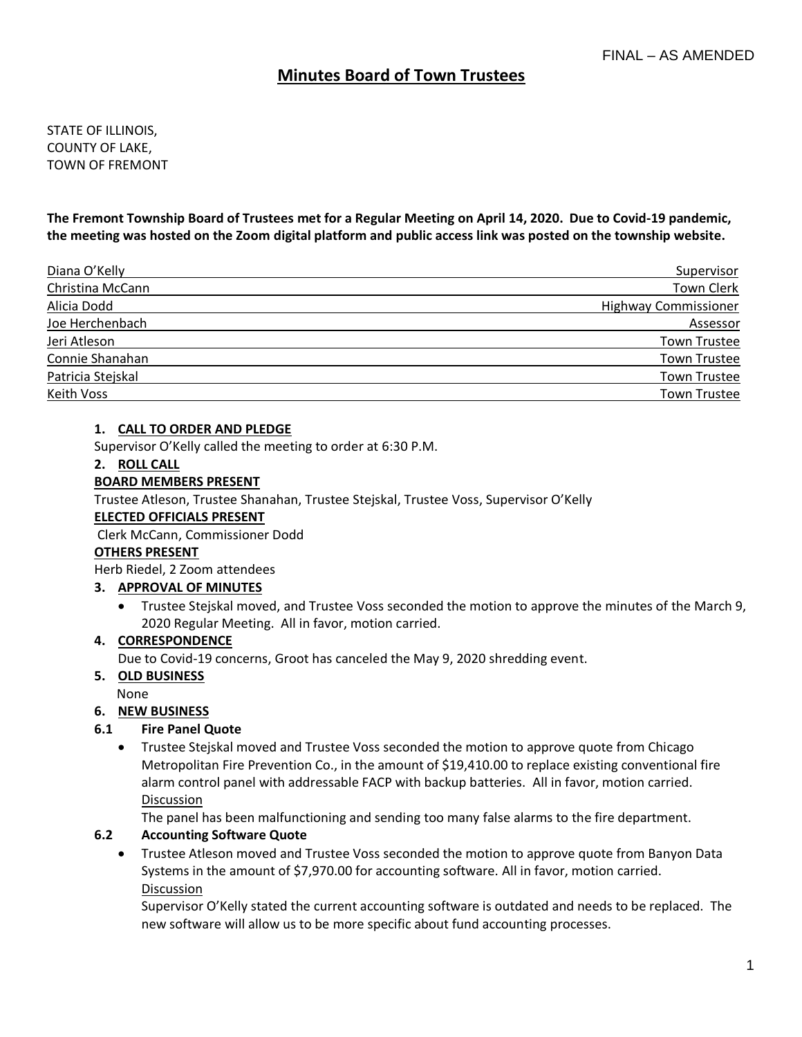FINAL – AS AMENDED

# Minutes Board of Town Trustees

STATE OF ILLINOIS,
COUNTY OF LAKE,
TOWN OF FREMONT

**The Fremont Township Board of Trustees met for a Regular Meeting on April 14, 2020. Due to Covid-19 pandemic, the meeting was hosted on the Zoom digital platform and public access link was posted on the township website.**

| | |
|---|---|
| Diana O'Kelly | Supervisor |
| Christina McCann | Town Clerk |
| Alicia Dodd | Highway Commissioner |
| Joe Herchenbach | Assessor |
| Jeri Atleson | Town Trustee |
| Connie Shanahan | Town Trustee |
| Patricia Stejskal | Town Trustee |
| Keith Voss | Town Trustee |

**1. CALL TO ORDER AND PLEDGE**

Supervisor O'Kelly called the meeting to order at 6:30 P.M.

**2. ROLL CALL**

**BOARD MEMBERS PRESENT**

Trustee Atleson, Trustee Shanahan, Trustee Stejskal, Trustee Voss, Supervisor O'Kelly

**ELECTED OFFICIALS PRESENT**

Clerk McCann, Commissioner Dodd

**OTHERS PRESENT**

Herb Riedel, 2 Zoom attendees

**3. APPROVAL OF MINUTES**

- Trustee Stejskal moved, and Trustee Voss seconded the motion to approve the minutes of the March 9, 2020 Regular Meeting. All in favor, motion carried.

**4. CORRESPONDENCE**

Due to Covid-19 concerns, Groot has canceled the May 9, 2020 shredding event.

**5. OLD BUSINESS**

None

**6. NEW BUSINESS**

**6.1 Fire Panel Quote**

- Trustee Stejskal moved and Trustee Voss seconded the motion to approve quote from Chicago Metropolitan Fire Prevention Co., in the amount of $19,410.00 to replace existing conventional fire alarm control panel with addressable FACP with backup batteries. All in favor, motion carried.

  Discussion

  The panel has been malfunctioning and sending too many false alarms to the fire department.

**6.2 Accounting Software Quote**

- Trustee Atleson moved and Trustee Voss seconded the motion to approve quote from Banyon Data Systems in the amount of $7,970.00 for accounting software. All in favor, motion carried.

  Discussion

  Supervisor O'Kelly stated the current accounting software is outdated and needs to be replaced. The new software will allow us to be more specific about fund accounting processes.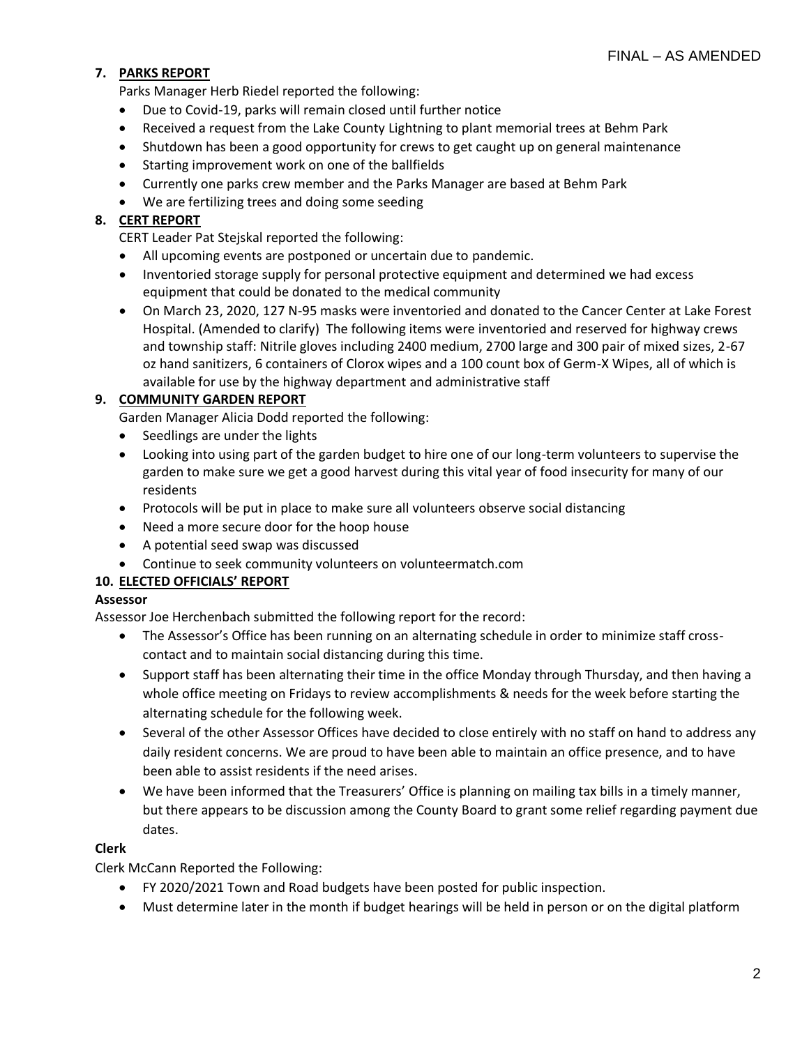FINAL – AS AMENDED

7. **PARKS REPORT**

Parks Manager Herb Riedel reported the following:

- Due to Covid-19, parks will remain closed until further notice
- Received a request from the Lake County Lightning to plant memorial trees at Behm Park
- Shutdown has been a good opportunity for crews to get caught up on general maintenance
- Starting improvement work on one of the ballfields
- Currently one parks crew member and the Parks Manager are based at Behm Park
- We are fertilizing trees and doing some seeding

8. **CERT REPORT**

CERT Leader Pat Stejskal reported the following:

- All upcoming events are postponed or uncertain due to pandemic.
- Inventoried storage supply for personal protective equipment and determined we had excess equipment that could be donated to the medical community
- On March 23, 2020, 127 N-95 masks were inventoried and donated to the Cancer Center at Lake Forest Hospital. (Amended to clarify) The following items were inventoried and reserved for highway crews and township staff: Nitrile gloves including 2400 medium, 2700 large and 300 pair of mixed sizes, 2-67 oz hand sanitizers, 6 containers of Clorox wipes and a 100 count box of Germ-X Wipes, all of which is available for use by the highway department and administrative staff

9. **COMMUNITY GARDEN REPORT**

Garden Manager Alicia Dodd reported the following:

- Seedlings are under the lights
- Looking into using part of the garden budget to hire one of our long-term volunteers to supervise the garden to make sure we get a good harvest during this vital year of food insecurity for many of our residents
- Protocols will be put in place to make sure all volunteers observe social distancing
- Need a more secure door for the hoop house
- A potential seed swap was discussed
- Continue to seek community volunteers on volunteermatch.com

10. **ELECTED OFFICIALS' REPORT**

**Assessor**

Assessor Joe Herchenbach submitted the following report for the record:

- The Assessor's Office has been running on an alternating schedule in order to minimize staff cross-contact and to maintain social distancing during this time.
- Support staff has been alternating their time in the office Monday through Thursday, and then having a whole office meeting on Fridays to review accomplishments & needs for the week before starting the alternating schedule for the following week.
- Several of the other Assessor Offices have decided to close entirely with no staff on hand to address any daily resident concerns. We are proud to have been able to maintain an office presence, and to have been able to assist residents if the need arises.
- We have been informed that the Treasurers' Office is planning on mailing tax bills in a timely manner, but there appears to be discussion among the County Board to grant some relief regarding payment due dates.

**Clerk**

Clerk McCann Reported the Following:

- FY 2020/2021 Town and Road budgets have been posted for public inspection.
- Must determine later in the month if budget hearings will be held in person or on the digital platform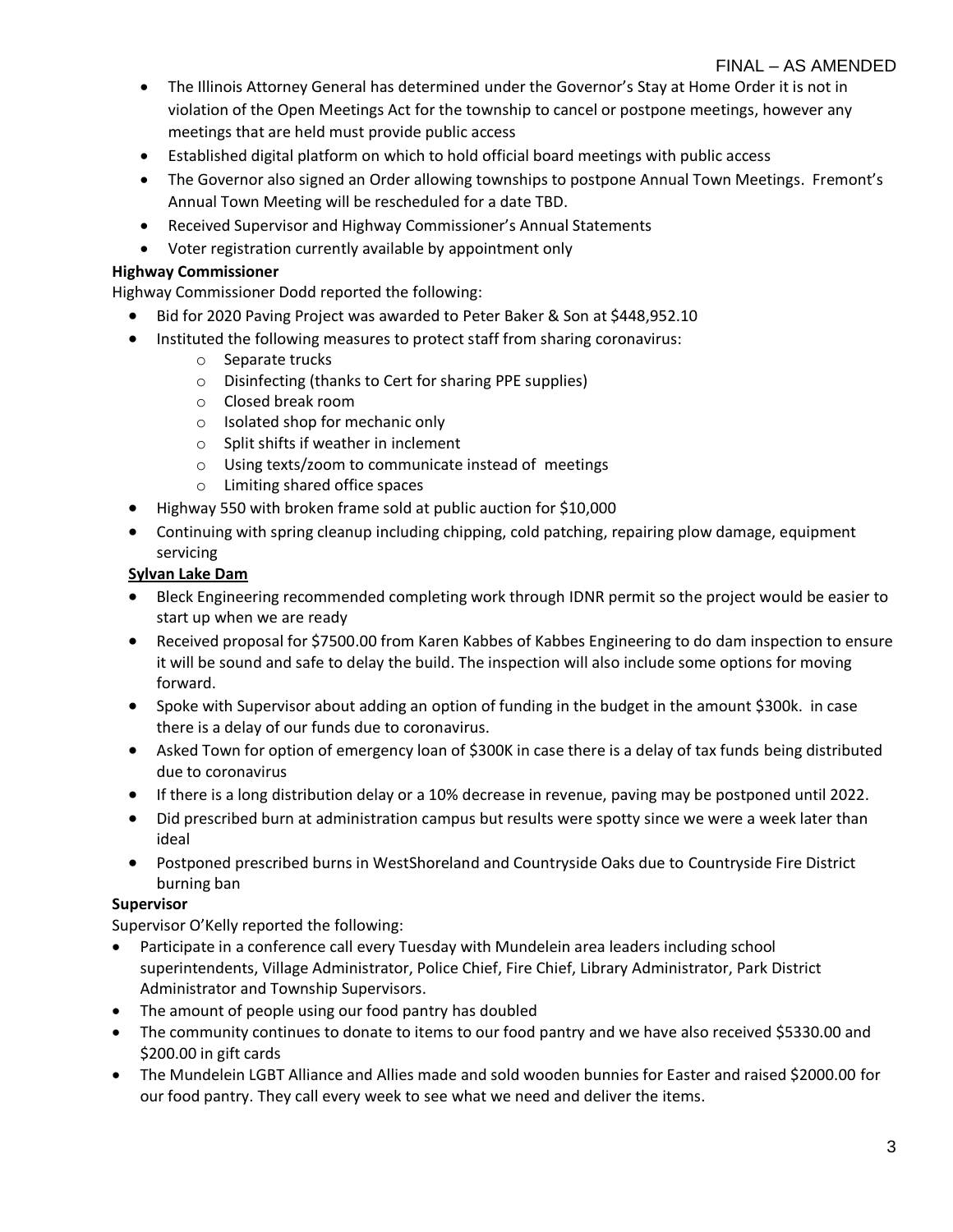- The Illinois Attorney General has determined under the Governor's Stay at Home Order it is not in violation of the Open Meetings Act for the township to cancel or postpone meetings, however any meetings that are held must provide public access
- Established digital platform on which to hold official board meetings with public access
- The Governor also signed an Order allowing townships to postpone Annual Town Meetings. Fremont's Annual Town Meeting will be rescheduled for a date TBD.
- Received Supervisor and Highway Commissioner's Annual Statements
- Voter registration currently available by appointment only

**Highway Commissioner**

Highway Commissioner Dodd reported the following:

- Bid for 2020 Paving Project was awarded to Peter Baker & Son at $448,952.10
- Instituted the following measures to protect staff from sharing coronavirus:
  - Separate trucks
  - Disinfecting (thanks to Cert for sharing PPE supplies)
  - Closed break room
  - Isolated shop for mechanic only
  - Split shifts if weather in inclement
  - Using texts/zoom to communicate instead of meetings
  - Limiting shared office spaces
- Highway 550 with broken frame sold at public auction for $10,000
- Continuing with spring cleanup including chipping, cold patching, repairing plow damage, equipment servicing

**Sylvan Lake Dam**

- Bleck Engineering recommended completing work through IDNR permit so the project would be easier to start up when we are ready
- Received proposal for $7500.00 from Karen Kabbes of Kabbes Engineering to do dam inspection to ensure it will be sound and safe to delay the build. The inspection will also include some options for moving forward.
- Spoke with Supervisor about adding an option of funding in the budget in the amount $300k. in case there is a delay of our funds due to coronavirus.
- Asked Town for option of emergency loan of $300K in case there is a delay of tax funds being distributed due to coronavirus
- If there is a long distribution delay or a 10% decrease in revenue, paving may be postponed until 2022.
- Did prescribed burn at administration campus but results were spotty since we were a week later than ideal
- Postponed prescribed burns in WestShoreland and Countryside Oaks due to Countryside Fire District burning ban

**Supervisor**

Supervisor O'Kelly reported the following:

- Participate in a conference call every Tuesday with Mundelein area leaders including school superintendents, Village Administrator, Police Chief, Fire Chief, Library Administrator, Park District Administrator and Township Supervisors.
- The amount of people using our food pantry has doubled
- The community continues to donate to items to our food pantry and we have also received $5330.00 and $200.00 in gift cards
- The Mundelein LGBT Alliance and Allies made and sold wooden bunnies for Easter and raised $2000.00 for our food pantry. They call every week to see what we need and deliver the items.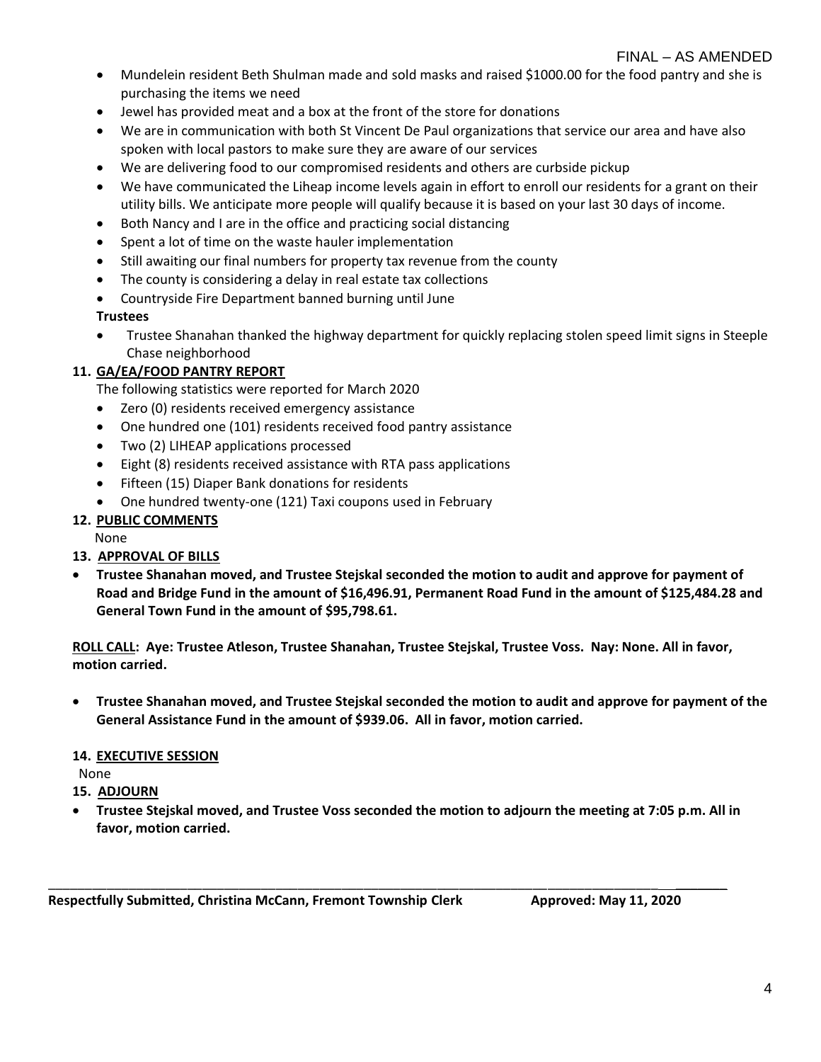FINAL – AS AMENDED

- Mundelein resident Beth Shulman made and sold masks and raised $1000.00 for the food pantry and she is purchasing the items we need
- Jewel has provided meat and a box at the front of the store for donations
- We are in communication with both St Vincent De Paul organizations that service our area and have also spoken with local pastors to make sure they are aware of our services
- We are delivering food to our compromised residents and others are curbside pickup
- We have communicated the Liheap income levels again in effort to enroll our residents for a grant on their utility bills. We anticipate more people will qualify because it is based on your last 30 days of income.
- Both Nancy and I are in the office and practicing social distancing
- Spent a lot of time on the waste hauler implementation
- Still awaiting our final numbers for property tax revenue from the county
- The county is considering a delay in real estate tax collections
- Countryside Fire Department banned burning until June

**Trustees**

- Trustee Shanahan thanked the highway department for quickly replacing stolen speed limit signs in Steeple Chase neighborhood

**11. <u>GA/EA/FOOD PANTRY REPORT</u>**

The following statistics were reported for March 2020

- Zero (0) residents received emergency assistance
- One hundred one (101) residents received food pantry assistance
- Two (2) LIHEAP applications processed
- Eight (8) residents received assistance with RTA pass applications
- Fifteen (15) Diaper Bank donations for residents
- One hundred twenty-one (121) Taxi coupons used in February

**12. <u>PUBLIC COMMENTS</u>**

None

**13. <u>APPROVAL OF BILLS</u>**

- **Trustee Shanahan moved, and Trustee Stejskal seconded the motion to audit and approve for payment of Road and Bridge Fund in the amount of $16,496.91, Permanent Road Fund in the amount of $125,484.28 and General Town Fund in the amount of $95,798.61.**

**<u>ROLL CALL</u>: Aye: Trustee Atleson, Trustee Shanahan, Trustee Stejskal, Trustee Voss. Nay: None. All in favor, motion carried.**

- **Trustee Shanahan moved, and Trustee Stejskal seconded the motion to audit and approve for payment of the General Assistance Fund in the amount of $939.06. All in favor, motion carried.**

**14. <u>EXECUTIVE SESSION</u>**

None

**15. <u>ADJOURN</u>**

- **Trustee Stejskal moved, and Trustee Voss seconded the motion to adjourn the meeting at 7:05 p.m. All in favor, motion carried.**

**Respectfully Submitted, Christina McCann, Fremont Township Clerk** **Approved: May 11, 2020**